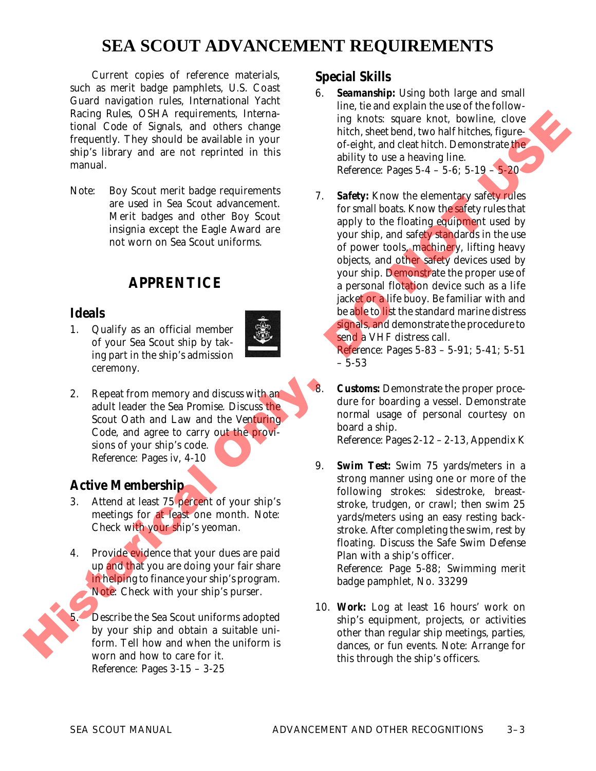# SEA SCOUT ADVANCEMENT REQUIREMENTS

Current copies of reference materials, such as merit badge pamphlets, U.S. Coast Guard navigation rules, International Yacht Racing Rules, OSHA requirements, International Code of Signals, and others change frequently. They should be available in your ship's library and are not reprinted in this manual.

Note: Boy Scout merit badge requirements are used in Sea Scout advancement. Merit badges and other Boy Scout insignia except the Eagle Award are not worn on Sea Scout uniforms.

## APPRENTICE

### Ideals

1. Qualify as an official member of your Sea Scout ship by taking part in the ship's admission ceremony.

2. Repeat from memory and discuss with an adult leader the Sea Promise. Discuss the Scout Oath and Law and the Venturing Code, and agree to carry out the provisions of your ship's code.
   Reference: Pages iv, 4-10

### Active Membership

3. Attend at least 75 percent of your ship's meetings for at least one month. Note: Check with your ship's yeoman.

4. Provide evidence that your dues are paid up and that you are doing your fair share in helping to finance your ship's program. Note: Check with your ship's purser.

5. Describe the Sea Scout uniforms adopted by your ship and obtain a suitable uniform. Tell how and when the uniform is worn and how to care for it.
   Reference: Pages 3-15 – 3-25

### Special Skills

6. **Seamanship:** Using both large and small line, tie and explain the use of the following knots: square knot, bowline, clove hitch, sheet bend, two half hitches, figure-of-eight, and cleat hitch. Demonstrate the ability to use a heaving line.
   Reference: Pages 5-4 – 5-6; 5-19 – 5-20

7. **Safety:** Know the elementary safety rules for small boats. Know the safety rules that apply to the floating equipment used by your ship, and safety standards in the use of power tools, machinery, lifting heavy objects, and other safety devices used by your ship. Demonstrate the proper use of a personal flotation device such as a life jacket or a life buoy. Be familiar with and be able to list the standard marine distress signals, and demonstrate the procedure to send a VHF distress call.
   Reference: Pages 5-83 – 5-91; 5-41; 5-51 – 5-53

8. **Customs:** Demonstrate the proper procedure for boarding a vessel. Demonstrate normal usage of personal courtesy on board a ship.
   Reference: Pages 2-12 – 2-13, Appendix K

9. **Swim Test:** Swim 75 yards/meters in a strong manner using one or more of the following strokes: sidestroke, breaststroke, trudgen, or crawl; then swim 25 yards/meters using an easy resting backstroke. After completing the swim, rest by floating. Discuss the Safe Swim Defense Plan with a ship's officer.
   Reference: Page 5-88; Swimming merit badge pamphlet, No. 33299

10. **Work:** Log at least 16 hours' work on ship's equipment, projects, or activities other than regular ship meetings, parties, dances, or fun events. Note: Arrange for this through the ship's officers.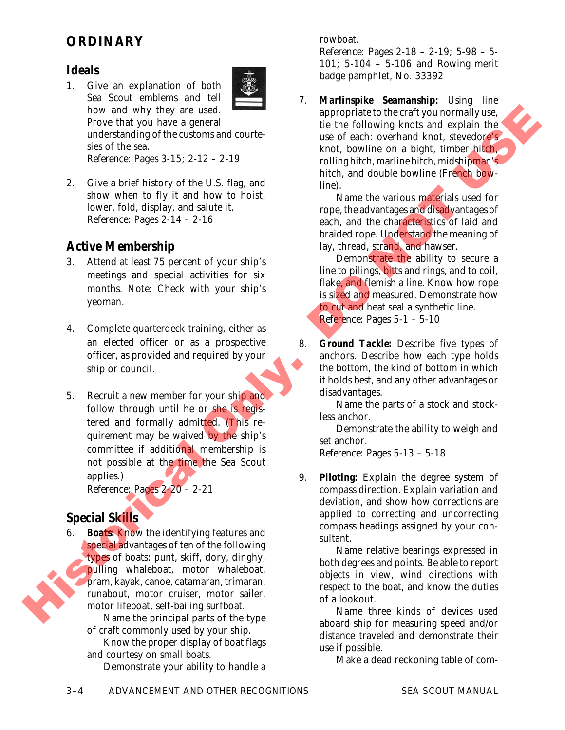## ORDINARY

### Ideals

1. Give an explanation of both Sea Scout emblems and tell how and why they are used. Prove that you have a general understanding of the customs and courtesies of the sea.
   Reference: Pages 3-15; 2-12 – 2-19

2. Give a brief history of the U.S. flag, and show when to fly it and how to hoist, lower, fold, display, and salute it.
   Reference: Pages 2-14 – 2-16

### Active Membership

3. Attend at least 75 percent of your ship's meetings and special activities for six months. Note: Check with your ship's yeoman.

4. Complete quarterdeck training, either as an elected officer or as a prospective officer, as provided and required by your ship or council.

5. Recruit a new member for your ship and follow through until he or she is registered and formally admitted. (This requirement may be waived by the ship's committee if additional membership is not possible at the time the Sea Scout applies.)
   Reference: Pages 2-20 – 2-21

### Special Skills

6. **Boats:** Know the identifying features and special advantages of ten of the following types of boats: punt, skiff, dory, dinghy, pulling whaleboat, motor whaleboat, pram, kayak, canoe, catamaran, trimaran, runabout, motor cruiser, motor sailer, motor lifeboat, self-bailing surfboat.

   Name the principal parts of the type of craft commonly used by your ship.

   Know the proper display of boat flags and courtesy on small boats.

   Demonstrate your ability to handle a rowboat.
   Reference: Pages 2-18 – 2-19; 5-98 – 5-101; 5-104 – 5-106 and Rowing merit badge pamphlet, No. 33392

7. **Marlinspike Seamanship:** Using line appropriate to the craft you normally use, tie the following knots and explain the use of each: overhand knot, stevedore's knot, bowline on a bight, timber hitch, rolling hitch, marline hitch, midshipman's hitch, and double bowline (French bowline).

   Name the various materials used for rope, the advantages and disadvantages of each, and the characteristics of laid and braided rope. Understand the meaning of lay, thread, strand, and hawser.

   Demonstrate the ability to secure a line to pilings, bitts and rings, and to coil, flake, and flemish a line. Know how rope is sized and measured. Demonstrate how to cut and heat seal a synthetic line.
   Reference: Pages 5-1 – 5-10

8. **Ground Tackle:** Describe five types of anchors. Describe how each type holds the bottom, the kind of bottom in which it holds best, and any other advantages or disadvantages.

   Name the parts of a stock and stockless anchor.

   Demonstrate the ability to weigh and set anchor.
   Reference: Pages 5-13 – 5-18

9. **Piloting:** Explain the degree system of compass direction. Explain variation and deviation, and show how corrections are applied to correcting and uncorrecting compass headings assigned by your consultant.

   Name relative bearings expressed in both degrees and points. Be able to report objects in view, wind directions with respect to the boat, and know the duties of a lookout.

   Name three kinds of devices used aboard ship for measuring speed and/or distance traveled and demonstrate their use if possible.

   Make a dead reckoning table of com-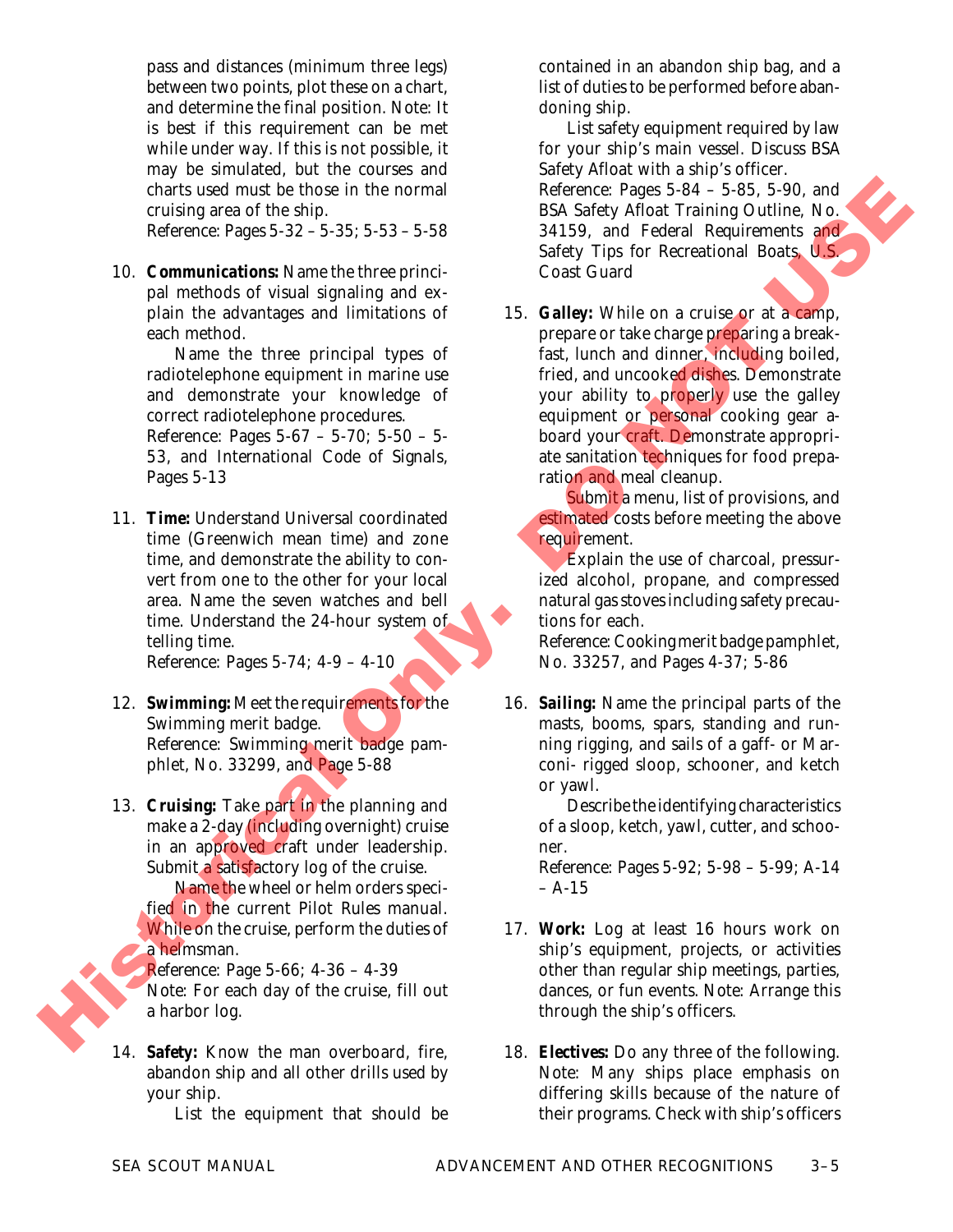pass and distances (minimum three legs) between two points, plot these on a chart, and determine the final position. Note: It is best if this requirement can be met while under way. If this is not possible, it may be simulated, but the courses and charts used must be those in the normal cruising area of the ship.
Reference: Pages 5-32 – 5-35; 5-53 – 5-58

10. **Communications:** Name the three principal methods of visual signaling and explain the advantages and limitations of each method.

    Name the three principal types of radiotelephone equipment in marine use and demonstrate your knowledge of correct radiotelephone procedures.
    Reference: Pages 5-67 – 5-70; 5-50 – 5-53, and International Code of Signals, Pages 5-13

11. **Time:** Understand Universal coordinated time (Greenwich mean time) and zone time, and demonstrate the ability to convert from one to the other for your local area. Name the seven watches and bell time. Understand the 24-hour system of telling time.
    Reference: Pages 5-74; 4-9 – 4-10

12. **Swimming:** Meet the requirements for the Swimming merit badge.
    Reference: Swimming merit badge pamphlet, No. 33299, and Page 5-88

13. **Cruising:** Take part in the planning and make a 2-day (including overnight) cruise in an approved craft under leadership. Submit a satisfactory log of the cruise.

    Name the wheel or helm orders specified in the current Pilot Rules manual. While on the cruise, perform the duties of a helmsman.
    Reference: Page 5-66; 4-36 – 4-39
    Note: For each day of the cruise, fill out a harbor log.

14. **Safety:** Know the man overboard, fire, abandon ship and all other drills used by your ship.

    List the equipment that should be contained in an abandon ship bag, and a list of duties to be performed before abandoning ship.

    List safety equipment required by law for your ship's main vessel. Discuss BSA Safety Afloat with a ship's officer.
    Reference: Pages 5-84 – 5-85, 5-90, and BSA Safety Afloat Training Outline, No. 34159, and Federal Requirements and Safety Tips for Recreational Boats, U.S. Coast Guard

15. **Galley:** While on a cruise or at a camp, prepare or take charge preparing a breakfast, lunch and dinner, including boiled, fried, and uncooked dishes. Demonstrate your ability to properly use the galley equipment or personal cooking gear aboard your craft. Demonstrate appropriate sanitation techniques for food preparation and meal cleanup.

    Submit a menu, list of provisions, and estimated costs before meeting the above requirement.

    Explain the use of charcoal, pressurized alcohol, propane, and compressed natural gas stoves including safety precautions for each.
    Reference: Cooking merit badge pamphlet, No. 33257, and Pages 4-37; 5-86

16. **Sailing:** Name the principal parts of the masts, booms, spars, standing and running rigging, and sails of a gaff- or Marconi- rigged sloop, schooner, and ketch or yawl.

    Describe the identifying characteristics of a sloop, ketch, yawl, cutter, and schooner.
    Reference: Pages 5-92; 5-98 – 5-99; A-14 – A-15

17. **Work:** Log at least 16 hours work on ship's equipment, projects, or activities other than regular ship meetings, parties, dances, or fun events. Note: Arrange this through the ship's officers.

18. **Electives:** Do any three of the following. Note: Many ships place emphasis on differing skills because of the nature of their programs. Check with ship's officers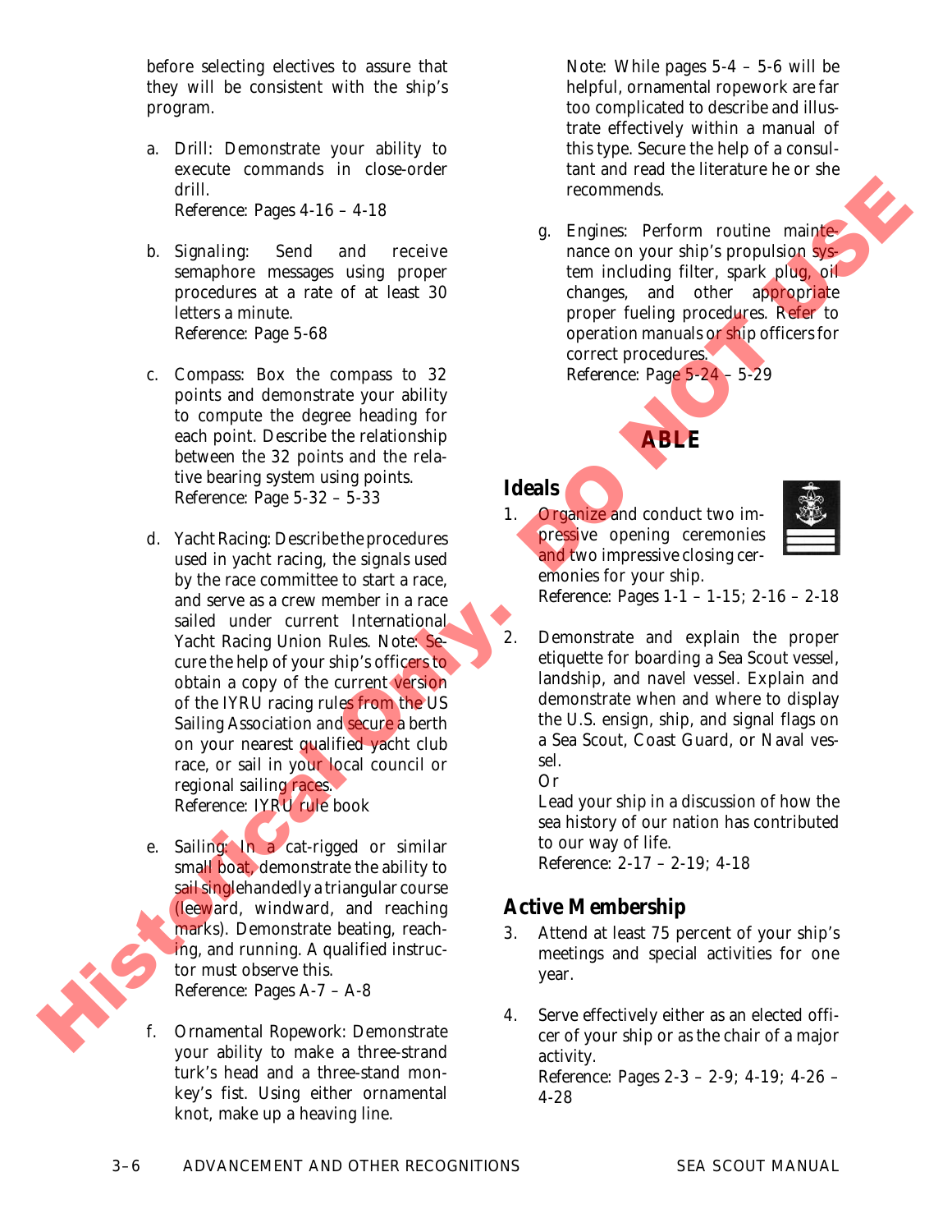before selecting electives to assure that they will be consistent with the ship's program.

a. Drill: Demonstrate your ability to execute commands in close-order drill.
   Reference: Pages 4-16 – 4-18

b. Signaling: Send and receive semaphore messages using proper procedures at a rate of at least 30 letters a minute.
   Reference: Page 5-68

c. Compass: Box the compass to 32 points and demonstrate your ability to compute the degree heading for each point. Describe the relationship between the 32 points and the relative bearing system using points.
   Reference: Page 5-32 – 5-33

d. Yacht Racing: Describe the procedures used in yacht racing, the signals used by the race committee to start a race, and serve as a crew member in a race sailed under current International Yacht Racing Union Rules. Note: Secure the help of your ship's officers to obtain a copy of the current version of the IYRU racing rules from the US Sailing Association and secure a berth on your nearest qualified yacht club race, or sail in your local council or regional sailing races.
   Reference: IYRU rule book

e. Sailing: In a cat-rigged or similar small boat, demonstrate the ability to sail singlehandedly a triangular course (leeward, windward, and reaching marks). Demonstrate beating, reaching, and running. A qualified instructor must observe this.
   Reference: Pages A-7 – A-8

f. Ornamental Ropework: Demonstrate your ability to make a three-strand turk's head and a three-stand monkey's fist. Using either ornamental knot, make up a heaving line.
   Note: While pages 5-4 – 5-6 will be helpful, ornamental ropework are far too complicated to describe and illustrate effectively within a manual of this type. Secure the help of a consultant and read the literature he or she recommends.

g. Engines: Perform routine maintenance on your ship's propulsion system including filter, spark plug, oil changes, and other appropriate proper fueling procedures. Refer to operation manuals or ship officers for correct procedures.
   Reference: Page 5-24 – 5-29

## ABLE

### Ideals

1. Organize and conduct two impressive opening ceremonies and two impressive closing ceremonies for your ship.
   Reference: Pages 1-1 – 1-15; 2-16 – 2-18

2. Demonstrate and explain the proper etiquette for boarding a Sea Scout vessel, landship, and navel vessel. Explain and demonstrate when and where to display the U.S. ensign, ship, and signal flags on a Sea Scout, Coast Guard, or Naval vessel.
   Or
   Lead your ship in a discussion of how the sea history of our nation has contributed to our way of life.
   Reference: 2-17 – 2-19; 4-18

### Active Membership

3. Attend at least 75 percent of your ship's meetings and special activities for one year.

4. Serve effectively either as an elected officer of your ship or as the chair of a major activity.
   Reference: Pages 2-3 – 2-9; 4-19; 4-26 – 4-28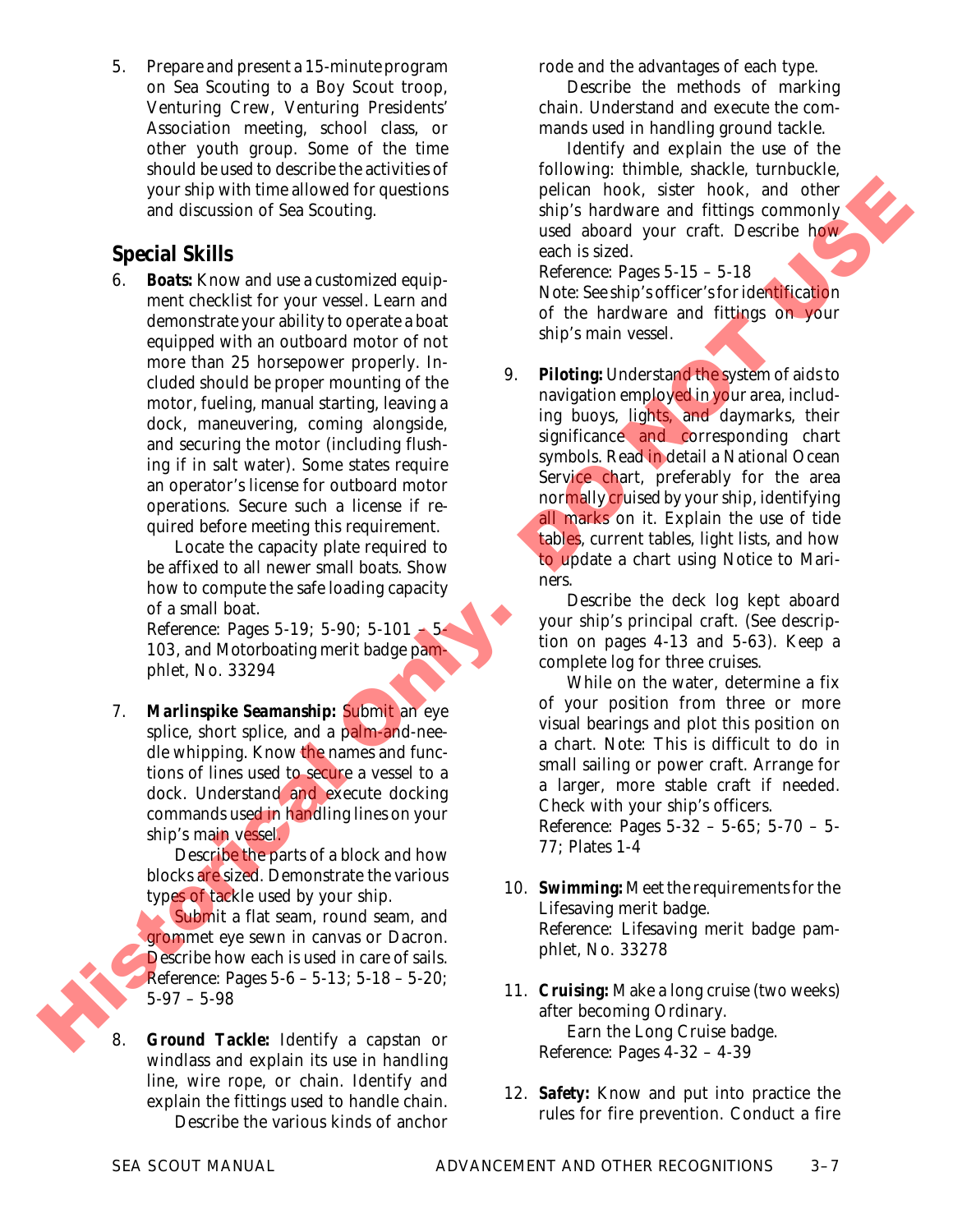5. Prepare and present a 15-minute program on Sea Scouting to a Boy Scout troop, Venturing Crew, Venturing Presidents' Association meeting, school class, or other youth group. Some of the time should be used to describe the activities of your ship with time allowed for questions and discussion of Sea Scouting.

## Special Skills

6. **Boats:** Know and use a customized equipment checklist for your vessel. Learn and demonstrate your ability to operate a boat equipped with an outboard motor of not more than 25 horsepower properly. Included should be proper mounting of the motor, fueling, manual starting, leaving a dock, maneuvering, coming alongside, and securing the motor (including flushing if in salt water). Some states require an operator's license for outboard motor operations. Secure such a license if required before meeting this requirement.

   Locate the capacity plate required to be affixed to all newer small boats. Show how to compute the safe loading capacity of a small boat.

   Reference: Pages 5-19; 5-90; 5-101 – 5-103, and Motorboating merit badge pamphlet, No. 33294

7. **Marlinspike Seamanship:** Submit an eye splice, short splice, and a palm-and-needle whipping. Know the names and functions of lines used to secure a vessel to a dock. Understand and execute docking commands used in handling lines on your ship's main vessel.

   Describe the parts of a block and how blocks are sized. Demonstrate the various types of tackle used by your ship.

   Submit a flat seam, round seam, and grommet eye sewn in canvas or Dacron. Describe how each is used in care of sails.

   Reference: Pages 5-6 – 5-13; 5-18 – 5-20; 5-97 – 5-98

8. **Ground Tackle:** Identify a capstan or windlass and explain its use in handling line, wire rope, or chain. Identify and explain the fittings used to handle chain.

   Describe the various kinds of anchor rode and the advantages of each type.

   Describe the methods of marking chain. Understand and execute the commands used in handling ground tackle.

   Identify and explain the use of the following: thimble, shackle, turnbuckle, pelican hook, sister hook, and other ship's hardware and fittings commonly used aboard your craft. Describe how each is sized.

   Reference: Pages 5-15 – 5-18

   Note: See ship's officer's for identification of the hardware and fittings on your ship's main vessel.

9. **Piloting:** Understand the system of aids to navigation employed in your area, including buoys, lights, and daymarks, their significance and corresponding chart symbols. Read in detail a National Ocean Service chart, preferably for the area normally cruised by your ship, identifying all marks on it. Explain the use of tide tables, current tables, light lists, and how to update a chart using Notice to Mariners.

   Describe the deck log kept aboard your ship's principal craft. (See description on pages 4-13 and 5-63). Keep a complete log for three cruises.

   While on the water, determine a fix of your position from three or more visual bearings and plot this position on a chart. Note: This is difficult to do in small sailing or power craft. Arrange for a larger, more stable craft if needed. Check with your ship's officers.

   Reference: Pages 5-32 – 5-65; 5-70 – 5-77; Plates 1-4

10. **Swimming:** Meet the requirements for the Lifesaving merit badge.

    Reference: Lifesaving merit badge pamphlet, No. 33278

11. **Cruising:** Make a long cruise (two weeks) after becoming Ordinary.

    Earn the Long Cruise badge.

    Reference: Pages 4-32 – 4-39

12. **Safety:** Know and put into practice the rules for fire prevention. Conduct a fire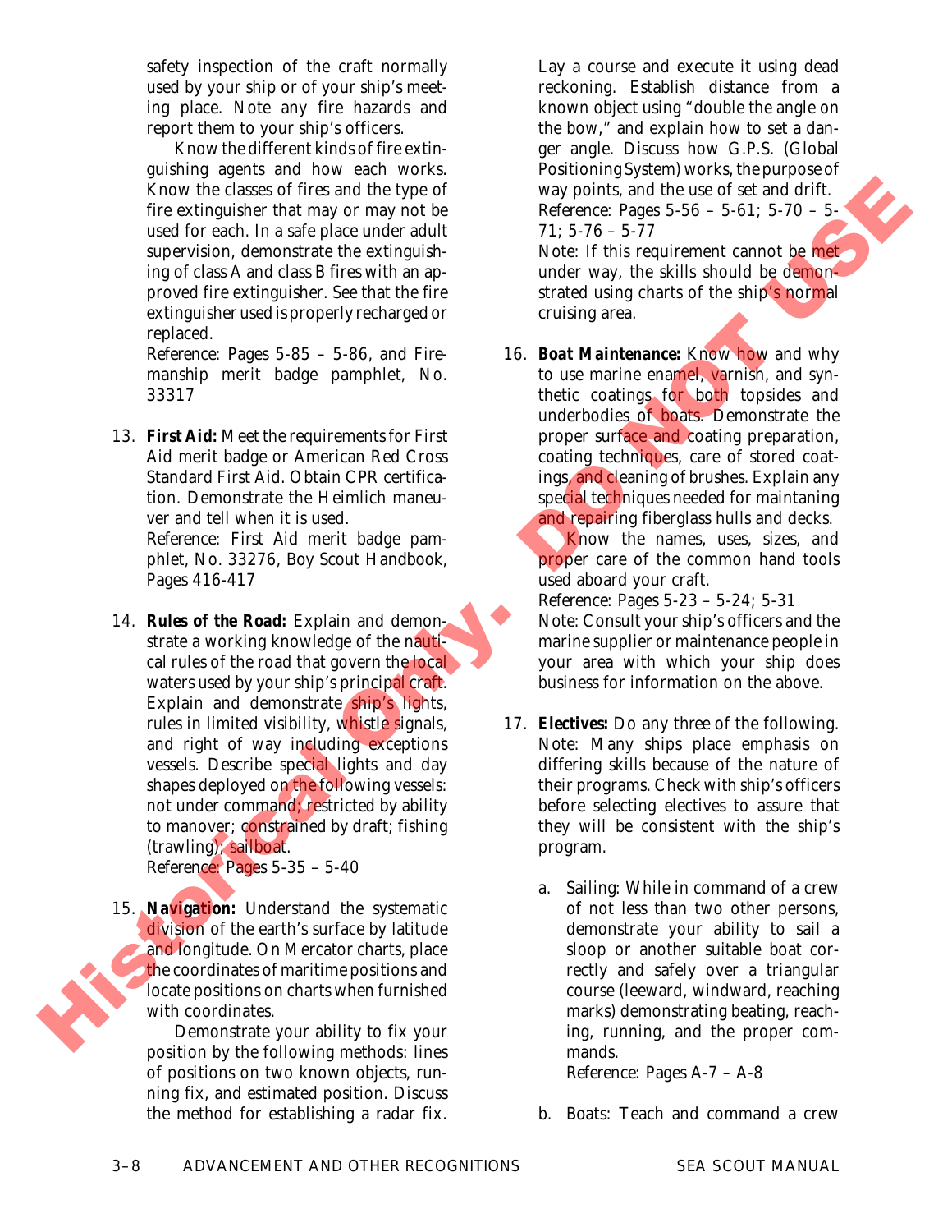safety inspection of the craft normally used by your ship or of your ship's meeting place. Note any fire hazards and report them to your ship's officers.

Know the different kinds of fire extinguishing agents and how each works. Know the classes of fires and the type of fire extinguisher that may or may not be used for each. In a safe place under adult supervision, demonstrate the extinguishing of class A and class B fires with an approved fire extinguisher. See that the fire extinguisher used is properly recharged or replaced.
Reference: Pages 5-85 – 5-86, and Firemanship merit badge pamphlet, No. 33317

13. **First Aid:** Meet the requirements for First Aid merit badge or American Red Cross Standard First Aid. Obtain CPR certification. Demonstrate the Heimlich maneuver and tell when it is used.
Reference: First Aid merit badge pamphlet, No. 33276, Boy Scout Handbook, Pages 416-417

14. **Rules of the Road:** Explain and demonstrate a working knowledge of the nautical rules of the road that govern the local waters used by your ship's principal craft. Explain and demonstrate ship's lights, rules in limited visibility, whistle signals, and right of way including exceptions vessels. Describe special lights and day shapes deployed on the following vessels: not under command; restricted by ability to manover; constrained by draft; fishing (trawling); sailboat.
Reference: Pages 5-35 – 5-40

15. **Navigation:** Understand the systematic division of the earth's surface by latitude and longitude. On Mercator charts, place the coordinates of maritime positions and locate positions on charts when furnished with coordinates.

Demonstrate your ability to fix your position by the following methods: lines of positions on two known objects, running fix, and estimated position. Discuss the method for establishing a radar fix. Lay a course and execute it using dead reckoning. Establish distance from a known object using "double the angle on the bow," and explain how to set a danger angle. Discuss how G.P.S. (Global Positioning System) works, the purpose of way points, and the use of set and drift.
Reference: Pages 5-56 – 5-61; 5-70 – 5-71; 5-76 – 5-77
Note: If this requirement cannot be met under way, the skills should be demonstrated using charts of the ship's normal cruising area.

16. **Boat Maintenance:** Know how and why to use marine enamel, varnish, and synthetic coatings for both topsides and underbodies of boats. Demonstrate the proper surface and coating preparation, coating techniques, care of stored coatings, and cleaning of brushes. Explain any special techniques needed for maintaning and repairing fiberglass hulls and decks.

Know the names, uses, sizes, and proper care of the common hand tools used aboard your craft.
Reference: Pages 5-23 – 5-24; 5-31
Note: Consult your ship's officers and the marine supplier or maintenance people in your area with which your ship does business for information on the above.

17. **Electives:** Do any three of the following.
Note: Many ships place emphasis on differing skills because of the nature of their programs. Check with ship's officers before selecting electives to assure that they will be consistent with the ship's program.

    a. Sailing: While in command of a crew of not less than two other persons, demonstrate your ability to sail a sloop or another suitable boat correctly and safely over a triangular course (leeward, windward, reaching marks) demonstrating beating, reaching, running, and the proper commands.
    Reference: Pages A-7 – A-8

    b. Boats: Teach and command a crew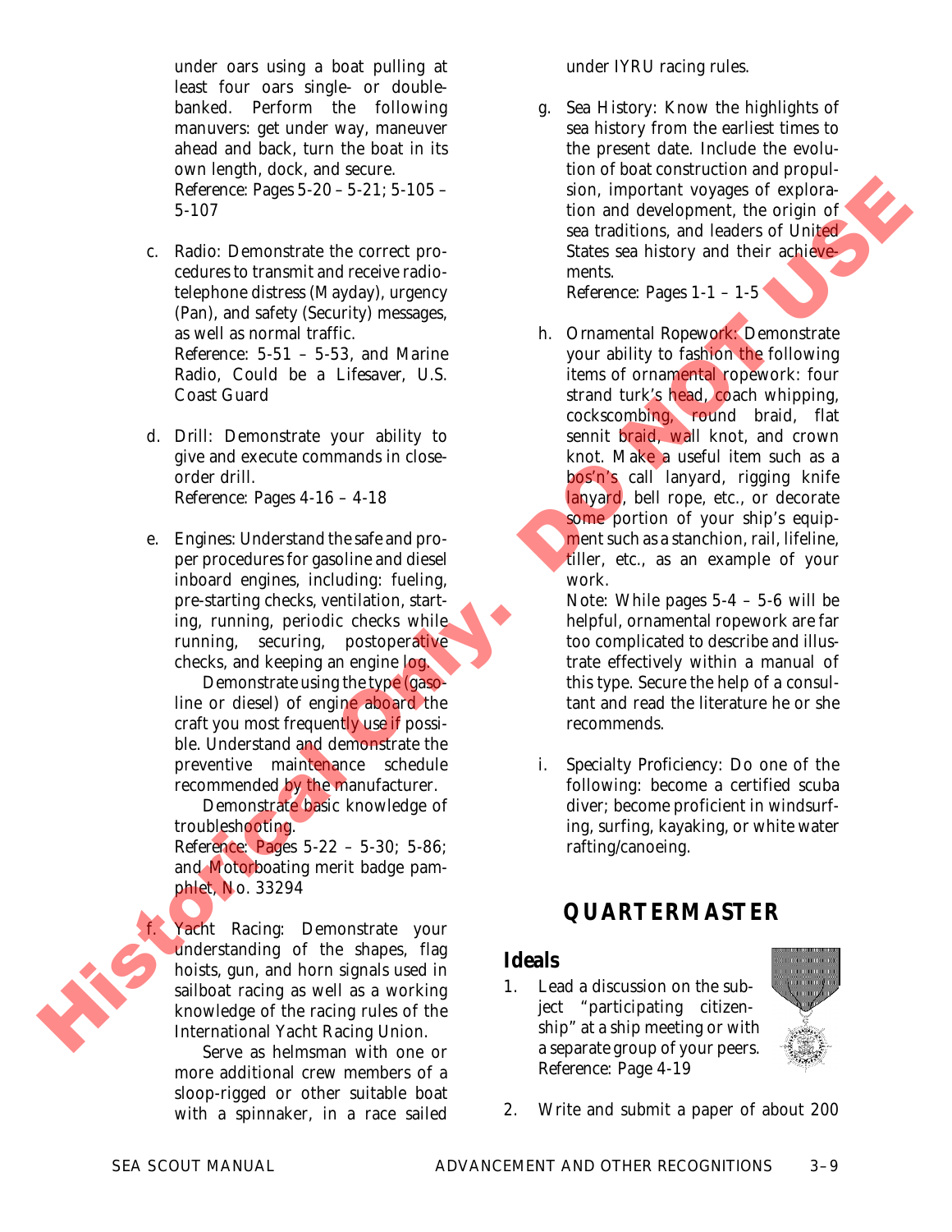under oars using a boat pulling at least four oars single- or double-banked. Perform the following manuvers: get under way, maneuver ahead and back, turn the boat in its own length, dock, and secure.
Reference: Pages 5-20 – 5-21; 5-105 – 5-107

c. Radio: Demonstrate the correct procedures to transmit and receive radiotelephone distress (Mayday), urgency (Pan), and safety (Security) messages, as well as normal traffic.
Reference: 5-51 – 5-53, and Marine Radio, Could be a Lifesaver, U.S. Coast Guard

d. Drill: Demonstrate your ability to give and execute commands in close-order drill.
Reference: Pages 4-16 – 4-18

e. Engines: Understand the safe and proper procedures for gasoline and diesel inboard engines, including: fueling, pre-starting checks, ventilation, starting, running, periodic checks while running, securing, postoperative checks, and keeping an engine log.

Demonstrate using the type (gasoline or diesel) of engine aboard the craft you most frequently use if possible. Understand and demonstrate the preventive maintenance schedule recommended by the manufacturer.

Demonstrate basic knowledge of troubleshooting.
Reference: Pages 5-22 – 5-30; 5-86; and Motorboating merit badge pamphlet, No. 33294

f. Yacht Racing: Demonstrate your understanding of the shapes, flag hoists, gun, and horn signals used in sailboat racing as well as a working knowledge of the racing rules of the International Yacht Racing Union.

Serve as helmsman with one or more additional crew members of a sloop-rigged or other suitable boat with a spinnaker, in a race sailed under IYRU racing rules.

g. Sea History: Know the highlights of sea history from the earliest times to the present date. Include the evolution of boat construction and propulsion, important voyages of exploration and development, the origin of sea traditions, and leaders of United States sea history and their achievements.
Reference: Pages 1-1 – 1-5

h. Ornamental Ropework: Demonstrate your ability to fashion the following items of ornamental ropework: four strand turk's head, coach whipping, cockscombing, round braid, flat sennit braid, wall knot, and crown knot. Make a useful item such as a bos'n's call lanyard, rigging knife lanyard, bell rope, etc., or decorate some portion of your ship's equipment such as a stanchion, rail, lifeline, tiller, etc., as an example of your work.
Note: While pages 5-4 – 5-6 will be helpful, ornamental ropework are far too complicated to describe and illustrate effectively within a manual of this type. Secure the help of a consultant and read the literature he or she recommends.

i. Specialty Proficiency: Do one of the following: become a certified scuba diver; become proficient in windsurfing, surfing, kayaking, or white water rafting/canoeing.

## QUARTERMASTER

### Ideals

1. Lead a discussion on the subject "participating citizenship" at a ship meeting or with a separate group of your peers.
Reference: Page 4-19

2. Write and submit a paper of about 200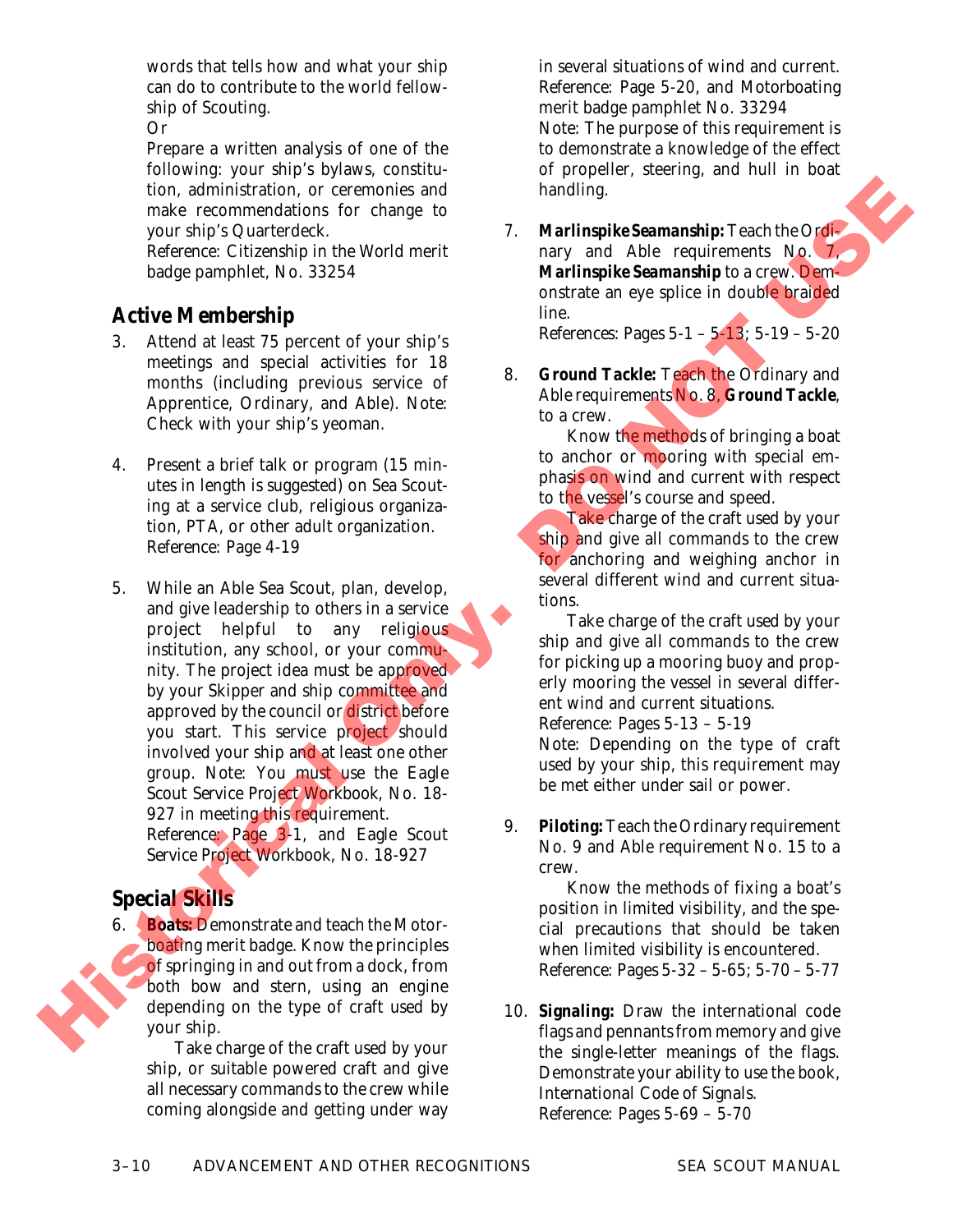words that tells how and what your ship can do to contribute to the world fellowship of Scouting.

Or

Prepare a written analysis of one of the following: your ship's bylaws, constitution, administration, or ceremonies and make recommendations for change to your ship's Quarterdeck.
Reference: Citizenship in the World merit badge pamphlet, No. 33254

## Active Membership

3. Attend at least 75 percent of your ship's meetings and special activities for 18 months (including previous service of Apprentice, Ordinary, and Able). Note: Check with your ship's yeoman.

4. Present a brief talk or program (15 minutes in length is suggested) on Sea Scouting at a service club, religious organization, PTA, or other adult organization.
Reference: Page 4-19

5. While an Able Sea Scout, plan, develop, and give leadership to others in a service project helpful to any religious institution, any school, or your community. The project idea must be approved by your Skipper and ship committee and approved by the council or district before you start. This service project should involved your ship and at least one other group. Note: You must use the Eagle Scout Service Project Workbook, No. 18-927 in meeting this requirement.
Reference: Page 3-1, and Eagle Scout Service Project Workbook, No. 18-927

## Special Skills

6. **Boats:** Demonstrate and teach the Motorboating merit badge. Know the principles of springing in and out from a dock, from both bow and stern, using an engine depending on the type of craft used by your ship.

   Take charge of the craft used by your ship, or suitable powered craft and give all necessary commands to the crew while coming alongside and getting under way in several situations of wind and current.
   Reference: Page 5-20, and Motorboating merit badge pamphlet No. 33294
   Note: The purpose of this requirement is to demonstrate a knowledge of the effect of propeller, steering, and hull in boat handling.

7. **Marlinspike Seamanship:** Teach the Ordinary and Able requirements No. 7, **Marlinspike Seamanship** to a crew. Demonstrate an eye splice in double braided line.
   References: Pages 5-1 – 5-13; 5-19 – 5-20

8. **Ground Tackle:** Teach the Ordinary and Able requirements No. 8, **Ground Tackle**, to a crew.

   Know the methods of bringing a boat to anchor or mooring with special emphasis on wind and current with respect to the vessel's course and speed.

   Take charge of the craft used by your ship and give all commands to the crew for anchoring and weighing anchor in several different wind and current situations.

   Take charge of the craft used by your ship and give all commands to the crew for picking up a mooring buoy and properly mooring the vessel in several different wind and current situations.
   Reference: Pages 5-13 – 5-19
   Note: Depending on the type of craft used by your ship, this requirement may be met either under sail or power.

9. **Piloting:** Teach the Ordinary requirement No. 9 and Able requirement No. 15 to a crew.

   Know the methods of fixing a boat's position in limited visibility, and the special precautions that should be taken when limited visibility is encountered.
   Reference: Pages 5-32 – 5-65; 5-70 – 5-77

10. **Signaling:** Draw the international code flags and pennants from memory and give the single-letter meanings of the flags. Demonstrate your ability to use the book, International Code of Signals.
    Reference: Pages 5-69 – 5-70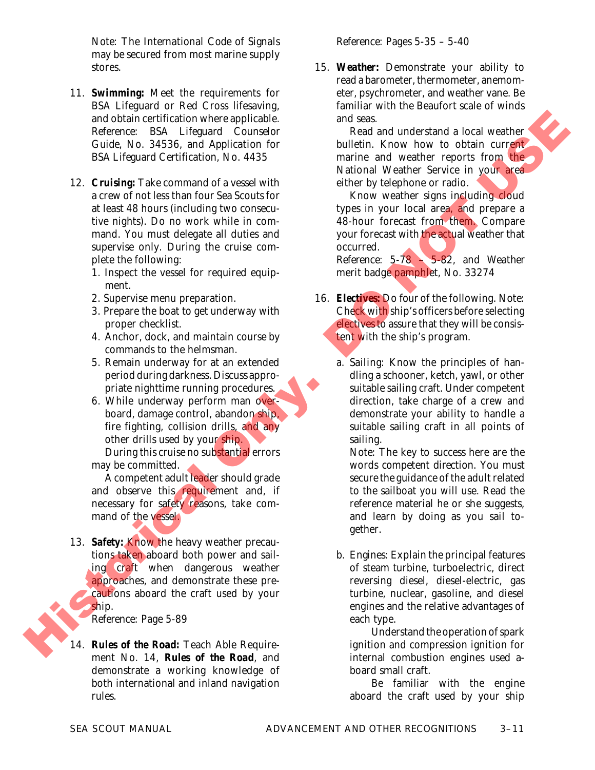Note: The International Code of Signals may be secured from most marine supply stores.

11. **Swimming:** Meet the requirements for BSA Lifeguard or Red Cross lifesaving, and obtain certification where applicable. Reference: BSA Lifeguard Counselor Guide, No. 34536, and Application for BSA Lifeguard Certification, No. 4435

12. **Cruising:** Take command of a vessel with a crew of not less than four Sea Scouts for at least 48 hours (including two consecutive nights). Do no work while in command. You must delegate all duties and supervise only. During the cruise complete the following:
    1. Inspect the vessel for required equipment.
    2. Supervise menu preparation.
    3. Prepare the boat to get underway with proper checklist.
    4. Anchor, dock, and maintain course by commands to the helmsman.
    5. Remain underway for an extended period during darkness. Discuss appropriate nighttime running procedures.
    6. While underway perform man overboard, damage control, abandon ship, fire fighting, collision drills, and any other drills used by your ship.

    During this cruise no substantial errors may be committed.

    A competent adult leader should grade and observe this requirement and, if necessary for safety reasons, take command of the vessel.

13. **Safety:** Know the heavy weather precautions taken aboard both power and sailing craft when dangerous weather approaches, and demonstrate these precautions aboard the craft used by your ship.
    Reference: Page 5-89

14. **Rules of the Road:** Teach Able Requirement No. 14, **Rules of the Road**, and demonstrate a working knowledge of both international and inland navigation rules.
    Reference: Pages 5-35 – 5-40

15. **Weather:** Demonstrate your ability to read a barometer, thermometer, anemometer, psychrometer, and weather vane. Be familiar with the Beaufort scale of winds and seas.

    Read and understand a local weather bulletin. Know how to obtain current marine and weather reports from the National Weather Service in your area either by telephone or radio.

    Know weather signs including cloud types in your local area, and prepare a 48-hour forecast from them. Compare your forecast with the actual weather that occurred.
    Reference: 5-78 – 5-82, and Weather merit badge pamphlet, No. 33274

16. **Electives:** Do four of the following. Note: Check with ship's officers before selecting electives to assure that they will be consistent with the ship's program.

    a. Sailing: Know the principles of handling a schooner, ketch, yawl, or other suitable sailing craft. Under competent direction, take charge of a crew and demonstrate your ability to handle a suitable sailing craft in all points of sailing.
    Note: The key to success here are the words competent direction. You must secure the guidance of the adult related to the sailboat you will use. Read the reference material he or she suggests, and learn by doing as you sail together.

    b. Engines: Explain the principal features of steam turbine, turboelectric, direct reversing diesel, diesel-electric, gas turbine, nuclear, gasoline, and diesel engines and the relative advantages of each type.

    Understand the operation of spark ignition and compression ignition for internal combustion engines used aboard small craft.

    Be familiar with the engine aboard the craft used by your ship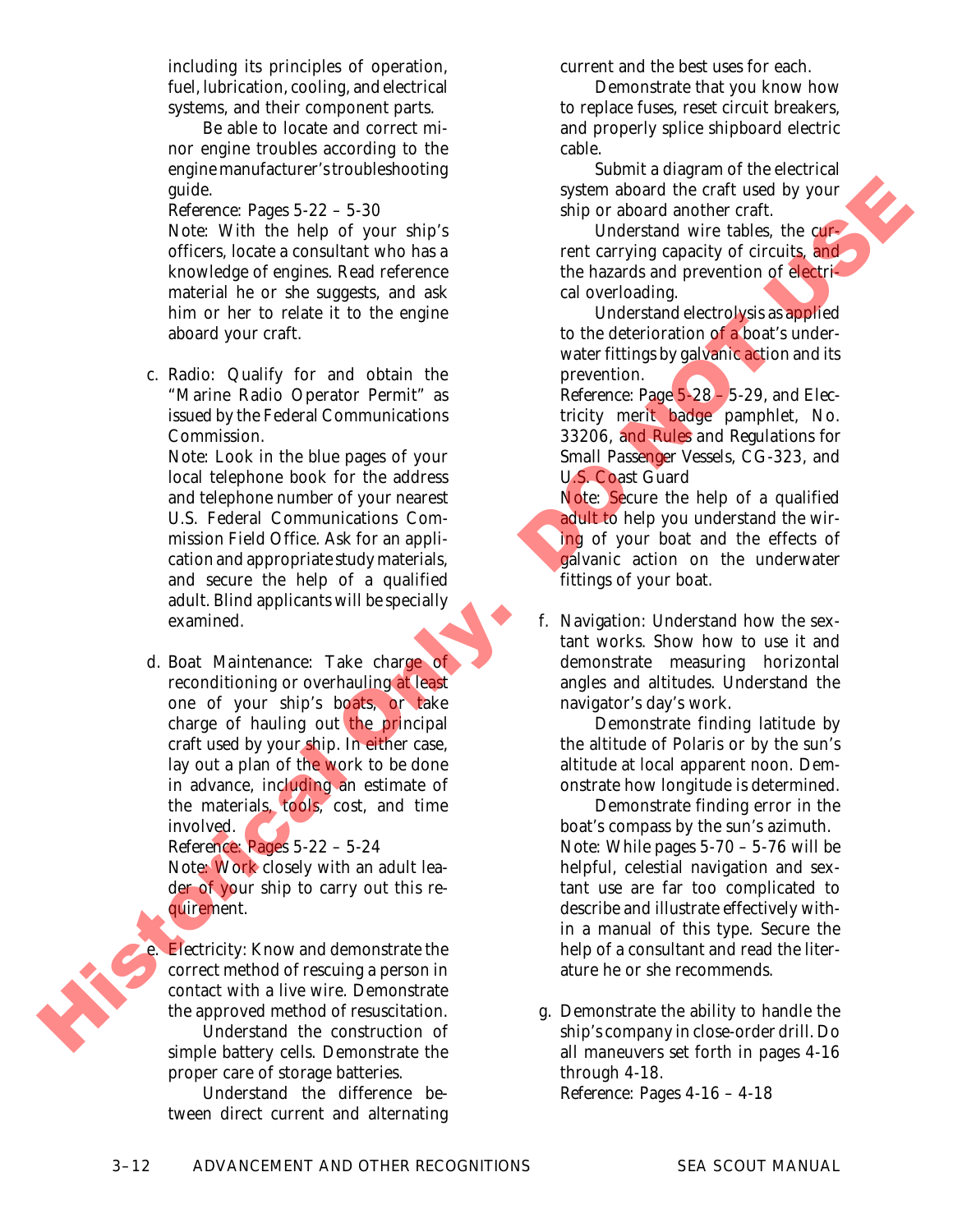including its principles of operation, fuel, lubrication, cooling, and electrical systems, and their component parts.

Be able to locate and correct minor engine troubles according to the engine manufacturer's troubleshooting guide.

Reference: Pages 5-22 – 5-30

Note: With the help of your ship's officers, locate a consultant who has a knowledge of engines. Read reference material he or she suggests, and ask him or her to relate it to the engine aboard your craft.

c. Radio: Qualify for and obtain the "Marine Radio Operator Permit" as issued by the Federal Communications Commission.

   Note: Look in the blue pages of your local telephone book for the address and telephone number of your nearest U.S. Federal Communications Commission Field Office. Ask for an application and appropriate study materials, and secure the help of a qualified adult. Blind applicants will be specially examined.

d. Boat Maintenance: Take charge of reconditioning or overhauling at least one of your ship's boats, or take charge of hauling out the principal craft used by your ship. In either case, lay out a plan of the work to be done in advance, including an estimate of the materials, tools, cost, and time involved.

   Reference: Pages 5-22 – 5-24

   Note: Work closely with an adult leader of your ship to carry out this requirement.

e. Electricity: Know and demonstrate the correct method of rescuing a person in contact with a live wire. Demonstrate the approved method of resuscitation.

   Understand the construction of simple battery cells. Demonstrate the proper care of storage batteries.

   Understand the difference between direct current and alternating current and the best uses for each.

   Demonstrate that you know how to replace fuses, reset circuit breakers, and properly splice shipboard electric cable.

   Submit a diagram of the electrical system aboard the craft used by your ship or aboard another craft.

   Understand wire tables, the current carrying capacity of circuits, and the hazards and prevention of electrical overloading.

   Understand electrolysis as applied to the deterioration of a boat's underwater fittings by galvanic action and its prevention.

   Reference: Page 5-28 – 5-29, and Electricity merit badge pamphlet, No. 33206, and Rules and Regulations for Small Passenger Vessels, CG-323, and U.S. Coast Guard

   Note: Secure the help of a qualified adult to help you understand the wiring of your boat and the effects of galvanic action on the underwater fittings of your boat.

f. Navigation: Understand how the sextant works. Show how to use it and demonstrate measuring horizontal angles and altitudes. Understand the navigator's day's work.

   Demonstrate finding latitude by the altitude of Polaris or by the sun's altitude at local apparent noon. Demonstrate how longitude is determined.

   Demonstrate finding error in the boat's compass by the sun's azimuth.

   Note: While pages 5-70 – 5-76 will be helpful, celestial navigation and sextant use are far too complicated to describe and illustrate effectively within a manual of this type. Secure the help of a consultant and read the literature he or she recommends.

g. Demonstrate the ability to handle the ship's company in close-order drill. Do all maneuvers set forth in pages 4-16 through 4-18.

   Reference: Pages 4-16 – 4-18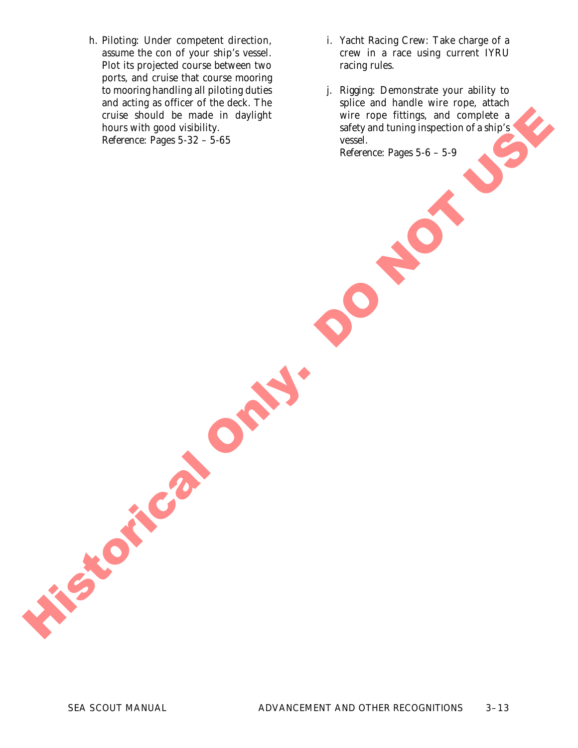h. Piloting: Under competent direction, assume the con of your ship's vessel. Plot its projected course between two ports, and cruise that course mooring to mooring handling all piloting duties and acting as officer of the deck. The cruise should be made in daylight hours with good visibility.
   Reference: Pages 5-32 – 5-65

i. Yacht Racing Crew: Take charge of a crew in a race using current IYRU racing rules.

j. Rigging: Demonstrate your ability to splice and handle wire rope, attach wire rope fittings, and complete a safety and tuning inspection of a ship's vessel.
   Reference: Pages 5-6 – 5-9

Historical Only. DO NOT USE